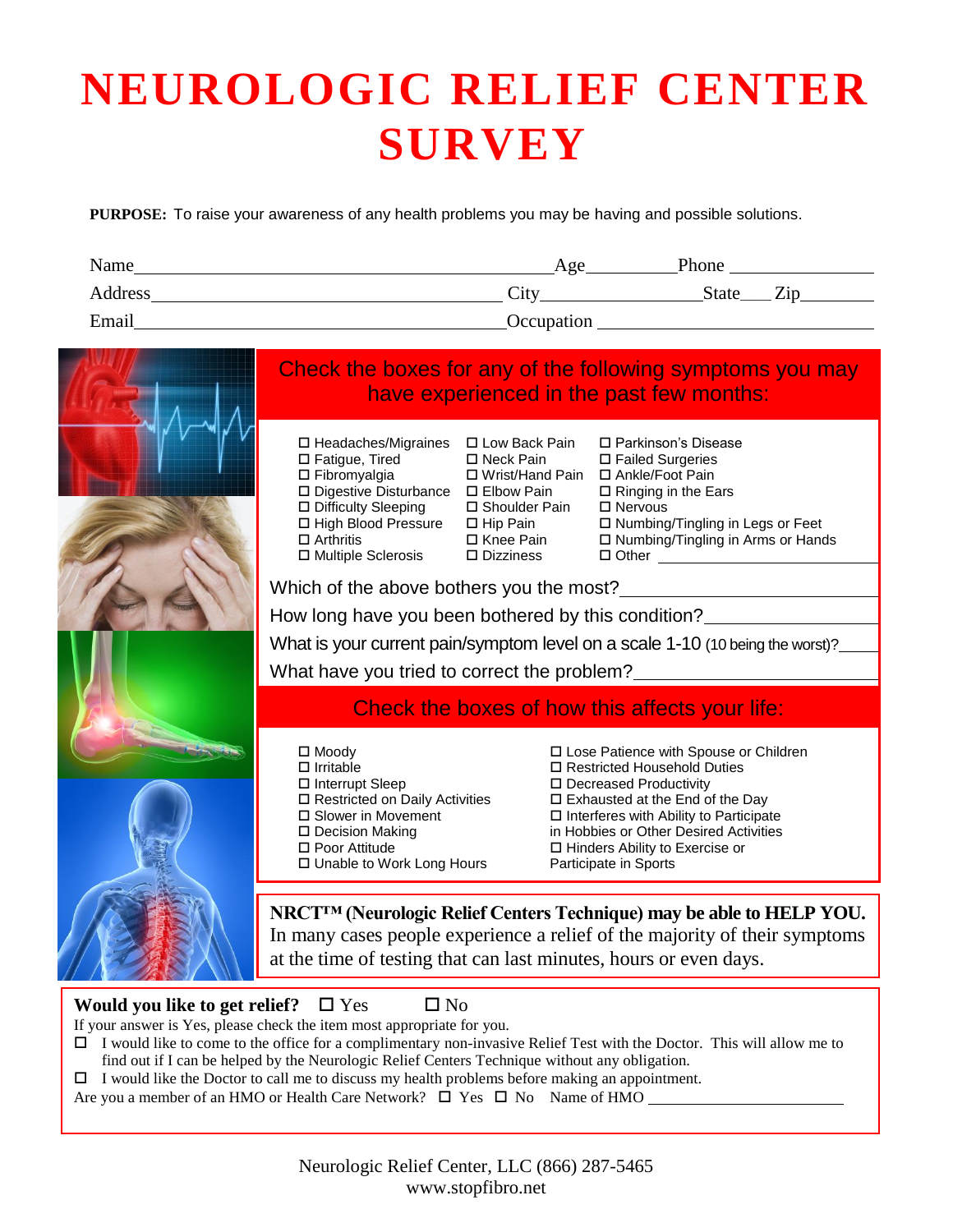# NEUROLOGIC RELIEF CENTER SURVEY

**PURPOSE:** To raise your awareness of any health problems you may be having and possible solutions.

Name\_\_\_\_\_\_\_\_\_\_\_\_\_\_\_\_\_\_\_\_\_\_\_\_\_\_\_\_\_\_ Age\_\_\_\_\_\_\_\_ Phone \_\_\_\_\_\_\_\_\_\_\_\_

Address\_\_\_\_\_\_\_\_\_\_\_\_\_\_\_\_\_\_\_\_\_\_\_\_\_\_\_\_ City\_\_\_\_\_\_\_\_\_\_\_\_ State\_\_\_ Zip\_\_\_\_\_\_

Email\_\_\_\_\_\_\_\_\_\_\_\_\_\_\_\_\_\_\_\_\_\_\_\_\_\_\_\_\_\_ Occupation \_\_\_\_\_\_\_\_\_\_\_\_\_\_\_\_\_\_

## Check the boxes for any of the following symptoms you may have experienced in the past few months:

- ☐ Headaches/Migraines
- ☐ Fatigue, Tired
- ☐ Fibromyalgia
- ☐ Digestive Disturbance
- ☐ Difficulty Sleeping
- ☐ High Blood Pressure
- ☐ Arthritis
- ☐ Multiple Sclerosis
- ☐ Low Back Pain
- ☐ Neck Pain
- ☐ Wrist/Hand Pain
- ☐ Elbow Pain
- ☐ Shoulder Pain
- ☐ Hip Pain
- ☐ Knee Pain
- ☐ Dizziness
- ☐ Parkinson's Disease
- ☐ Failed Surgeries
- ☐ Ankle/Foot Pain
- ☐ Ringing in the Ears
- ☐ Nervous
- ☐ Numbing/Tingling in Legs or Feet
- ☐ Numbing/Tingling in Arms or Hands
- ☐ Other \_\_\_\_\_\_\_\_\_\_\_\_

Which of the above bothers you the most?\_\_\_\_\_\_\_\_\_\_\_\_\_\_\_\_

How long have you been bothered by this condition?\_\_\_\_\_\_\_\_\_\_\_\_

What is your current pain/symptom level on a scale 1-10 (10 being the worst)?\_\_\_\_

What have you tried to correct the problem?\_\_\_\_\_\_\_\_\_\_\_\_\_\_\_\_

## Check the boxes of how this affects your life:

- ☐ Moody
- ☐ Irritable
- ☐ Interrupt Sleep
- ☐ Restricted on Daily Activities
- ☐ Slower in Movement
- ☐ Decision Making
- ☐ Poor Attitude
- ☐ Unable to Work Long Hours
- ☐ Lose Patience with Spouse or Children
- ☐ Restricted Household Duties
- ☐ Decreased Productivity
- ☐ Exhausted at the End of the Day
- ☐ Interferes with Ability to Participate in Hobbies or Other Desired Activities
- ☐ Hinders Ability to Exercise or Participate in Sports

**NRCT™ (Neurologic Relief Centers Technique) may be able to HELP YOU.** In many cases people experience a relief of the majority of their symptoms at the time of testing that can last minutes, hours or even days.

**Would you like to get relief?** ☐ Yes ☐ No

If your answer is Yes, please check the item most appropriate for you.

- ☐ I would like to come to the office for a complimentary non-invasive Relief Test with the Doctor. This will allow me to find out if I can be helped by the Neurologic Relief Centers Technique without any obligation.
- ☐ I would like the Doctor to call me to discuss my health problems before making an appointment.

Are you a member of an HMO or Health Care Network? ☐ Yes ☐ No Name of HMO \_\_\_\_\_\_\_\_\_\_\_\_

Neurologic Relief Center, LLC (866) 287-5465
www.stopfibro.net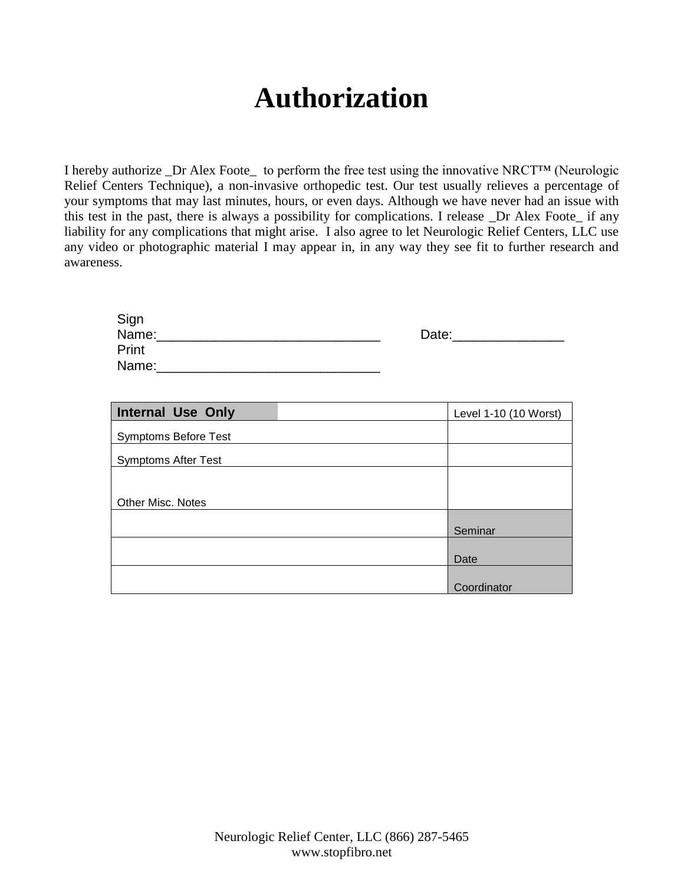# Authorization

I hereby authorize _Dr Alex Foote_ to perform the free test using the innovative NRCT™ (Neurologic Relief Centers Technique), a non-invasive orthopedic test. Our test usually relieves a percentage of your symptoms that may last minutes, hours, or even days. Although we have never had an issue with this test in the past, there is always a possibility for complications. I release _Dr Alex Foote_ if any liability for any complications that might arise. I also agree to let Neurologic Relief Centers, LLC use any video or photographic material I may appear in, in any way they see fit to further research and awareness.

Sign Name:______________________________ Date:_______________

Print Name:______________________________

| **Internal Use Only** | | Level 1-10 (10 Worst) |
|---|---|---|
| Symptoms Before Test | | |
| Symptoms After Test | | |
| Other Misc. Notes | | |
| | | Seminar |
| | | Date |
| | | Coordinator |

Neurologic Relief Center, LLC (866) 287-5465
www.stopfibro.net